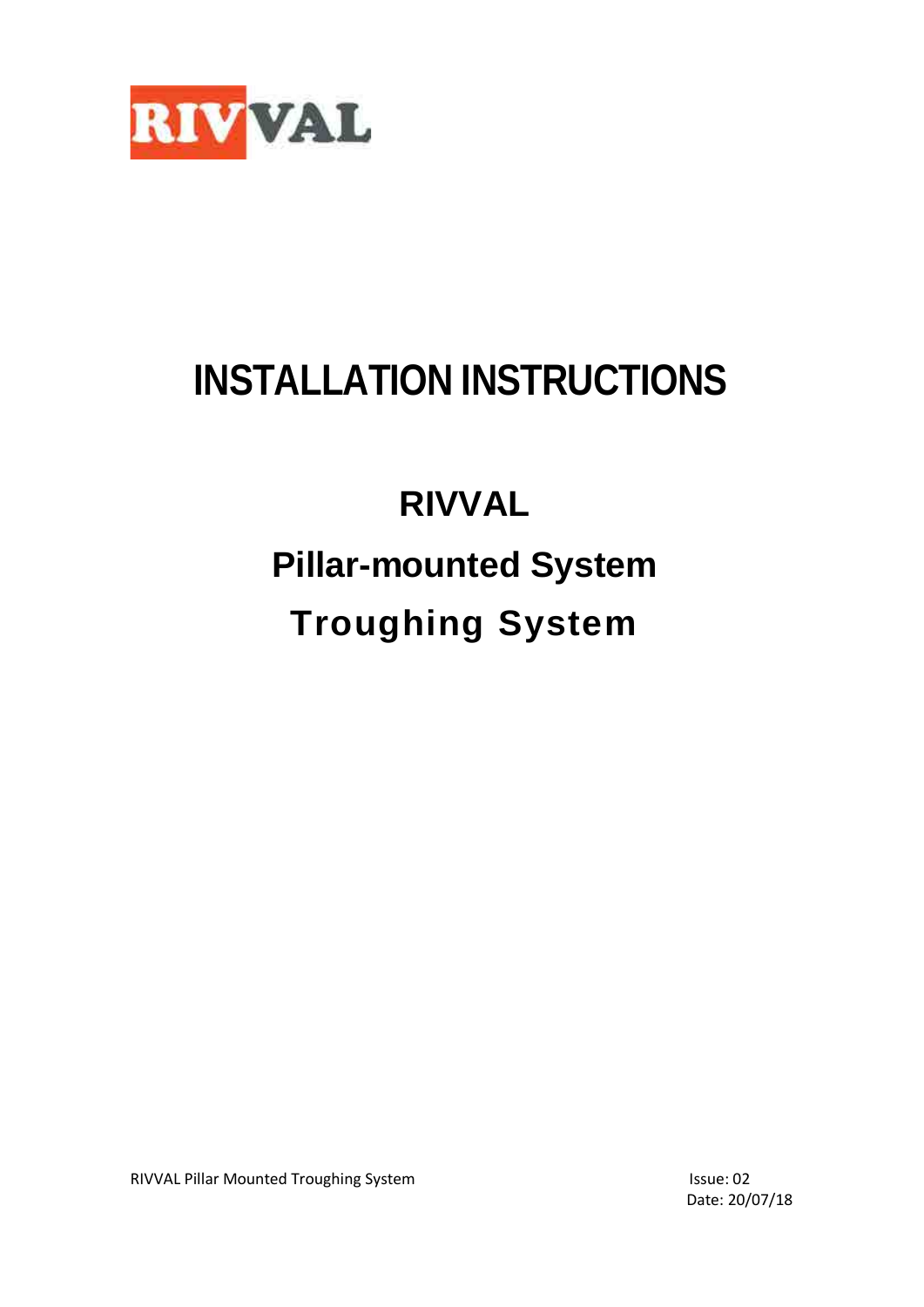RIVVAL

# INSTALLATION INSTRUCTIONS

## RIVVAL

## Pillar-mounted System

## Troughing System

RIVVAL Pillar Mounted Troughing System

Issue: 02

Date: 20/07/18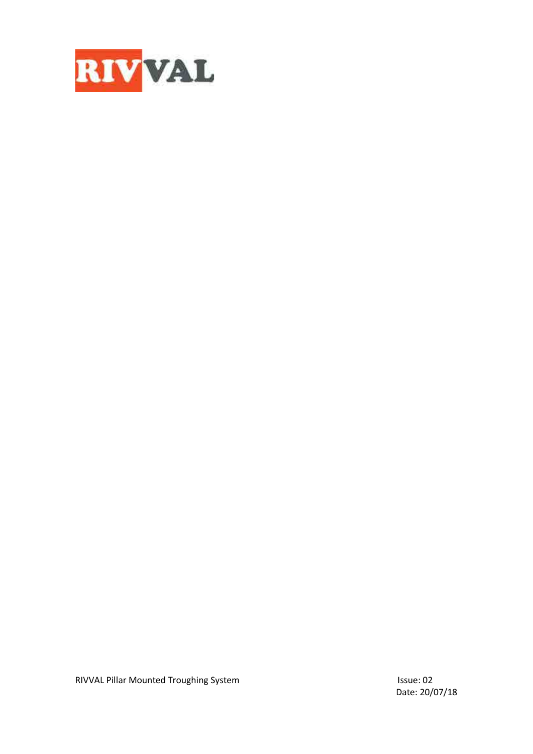RIVVAL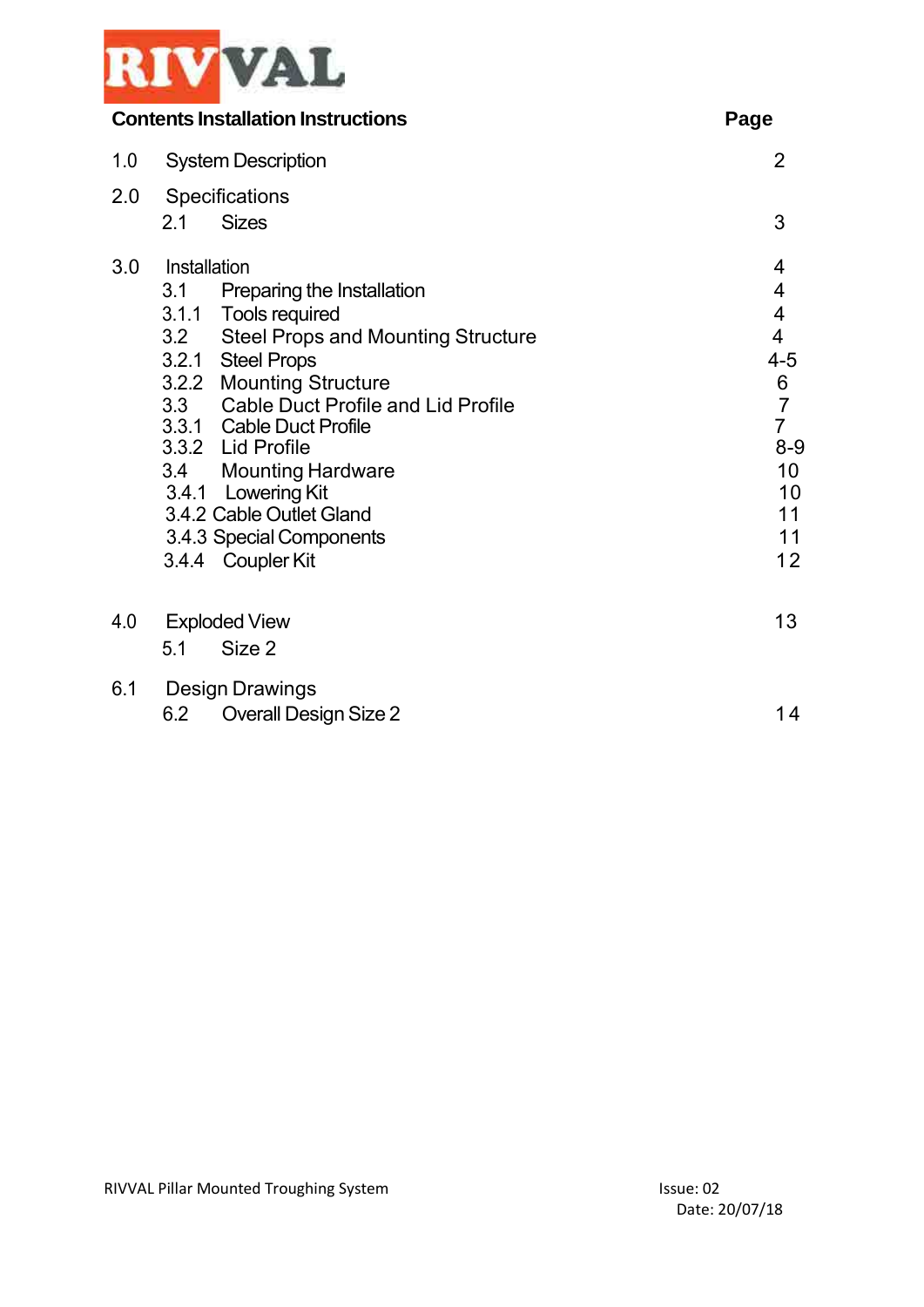RIVVAL

## Contents Installation Instructions

| | | Page |
|---|---|---|
| 1.0 | System Description | 2 |
| 2.0 | Specifications | |
| | 2.1 Sizes | 3 |
| 3.0 | Installation | 4 |
| | 3.1 Preparing the Installation | 4 |
| | 3.1.1 Tools required | 4 |
| | 3.2 Steel Props and Mounting Structure | 4 |
| | 3.2.1 Steel Props | 4-5 |
| | 3.2.2 Mounting Structure | 6 |
| | 3.3 Cable Duct Profile and Lid Profile | 7 |
| | 3.3.1 Cable Duct Profile | 7 |
| | 3.3.2 Lid Profile | 8-9 |
| | 3.4 Mounting Hardware | 10 |
| | 3.4.1 Lowering Kit | 10 |
| | 3.4.2 Cable Outlet Gland | 11 |
| | 3.4.3 Special Components | 11 |
| | 3.4.4 Coupler Kit | 12 |
| 4.0 | Exploded View | 13 |
| | 5.1 Size 2 | |
| 6.1 | Design Drawings | |
| | 6.2 Overall Design Size 2 | 14 |

RIVVAL Pillar Mounted Troughing System

Issue: 02

Date: 20/07/18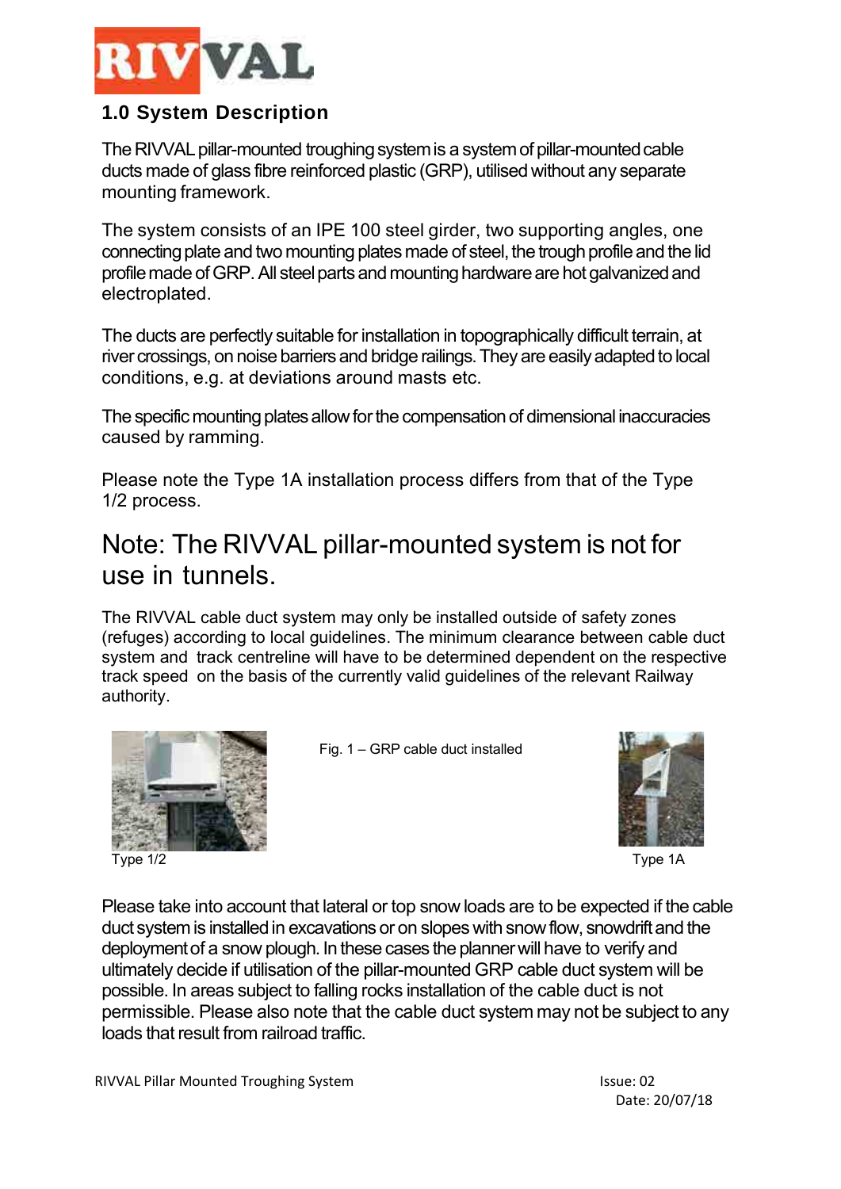## 1.0 System Description

The RIVVAL pillar-mounted troughing system is a system of pillar-mounted cable ducts made of glass fibre reinforced plastic (GRP), utilised without any separate mounting framework.

The system consists of an IPE 100 steel girder, two supporting angles, one connecting plate and two mounting plates made of steel, the trough profile and the lid profile made of GRP. All steel parts and mounting hardware are hot galvanized and electroplated.

The ducts are perfectly suitable for installation in topographically difficult terrain, at river crossings, on noise barriers and bridge railings. They are easily adapted to local conditions, e.g. at deviations around masts etc.

The specific mounting plates allow for the compensation of dimensional inaccuracies caused by ramming.

Please note the Type 1A installation process differs from that of the Type 1/2 process.

# Note: The RIVVAL pillar-mounted system is not for use in tunnels.

The RIVVAL cable duct system may only be installed outside of safety zones (refuges) according to local guidelines. The minimum clearance between cable duct system and track centreline will have to be determined dependent on the respective track speed on the basis of the currently valid guidelines of the relevant Railway authority.

Fig. 1 – GRP cable duct installed

Type 1/2

Type 1A

Please take into account that lateral or top snow loads are to be expected if the cable duct system is installed in excavations or on slopes with snow flow, snowdrift and the deployment of a snow plough. In these cases the planner will have to verify and ultimately decide if utilisation of the pillar-mounted GRP cable duct system will be possible. In areas subject to falling rocks installation of the cable duct is not permissible. Please also note that the cable duct system may not be subject to any loads that result from railroad traffic.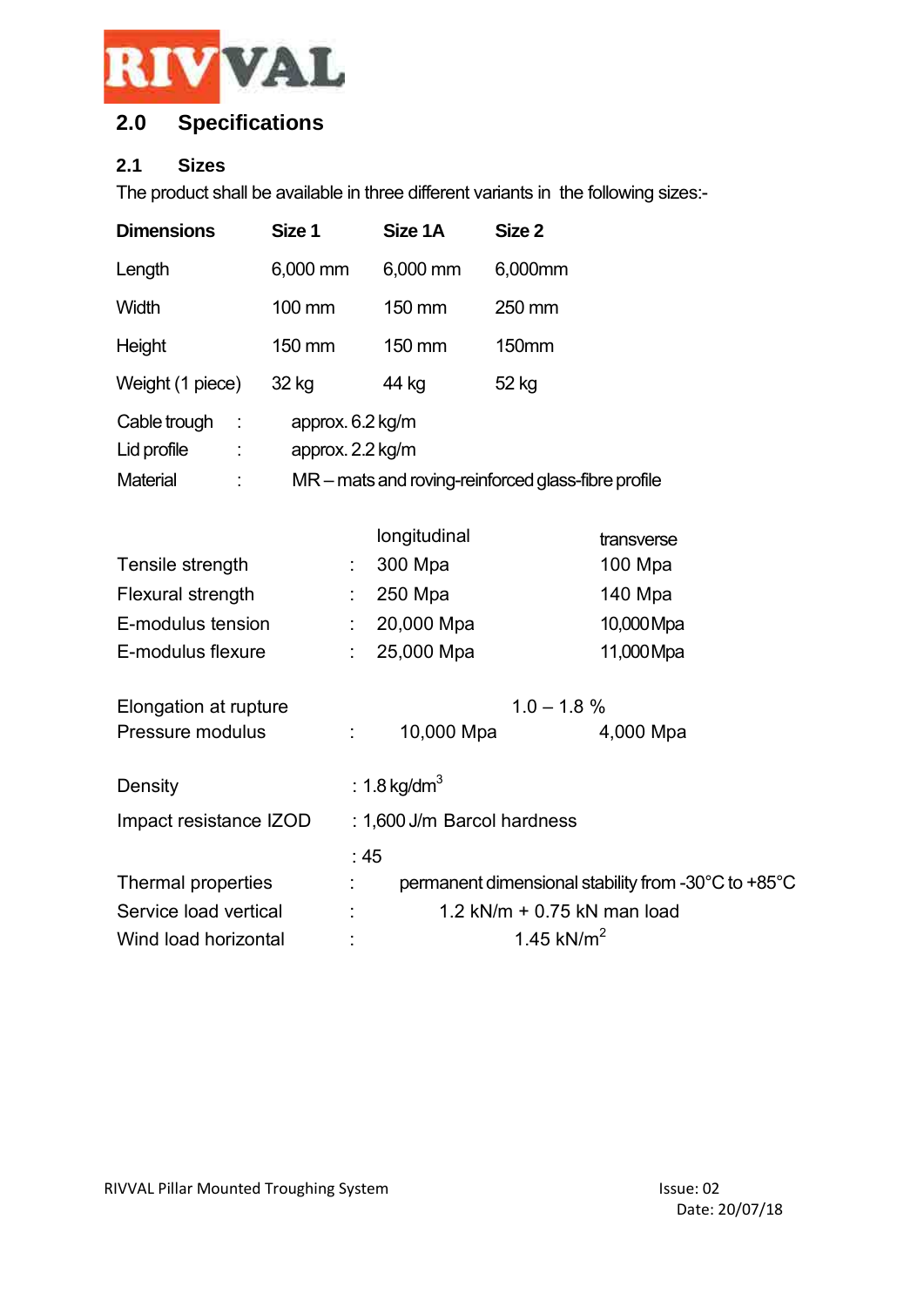RIVVAL

## 2.0 Specifications

### 2.1 Sizes

The product shall be available in three different variants in the following sizes:-

| Dimensions | Size 1 | Size 1A | Size 2 |
|---|---|---|---|
| Length | 6,000 mm | 6,000 mm | 6,000mm |
| Width | 100 mm | 150 mm | 250 mm |
| Height | 150 mm | 150 mm | 150mm |
| Weight (1 piece) | 32 kg | 44 kg | 52 kg |

Cable trough : approx. 6.2 kg/m
Lid profile : approx. 2.2 kg/m
Material : MR – mats and roving-reinforced glass-fibre profile

| | | longitudinal | transverse |
|---|---|---|---|
| Tensile strength | : | 300 Mpa | 100 Mpa |
| Flexural strength | : | 250 Mpa | 140 Mpa |
| E-modulus tension | : | 20,000 Mpa | 10,000 Mpa |
| E-modulus flexure | : | 25,000 Mpa | 11,000 Mpa |

Elongation at rupture 1.0 – 1.8 %
Pressure modulus : 10,000 Mpa 4,000 Mpa

Density : 1.8 kg/dm$^3$

Impact resistance IZOD : 1,600 J/m Barcol hardness

: 45

Thermal properties : permanent dimensional stability from -30°C to +85°C
Service load vertical : 1.2 kN/m + 0.75 kN man load
Wind load horizontal : 1.45 kN/m$^2$

RIVVAL Pillar Mounted Troughing System

Issue: 02
Date: 20/07/18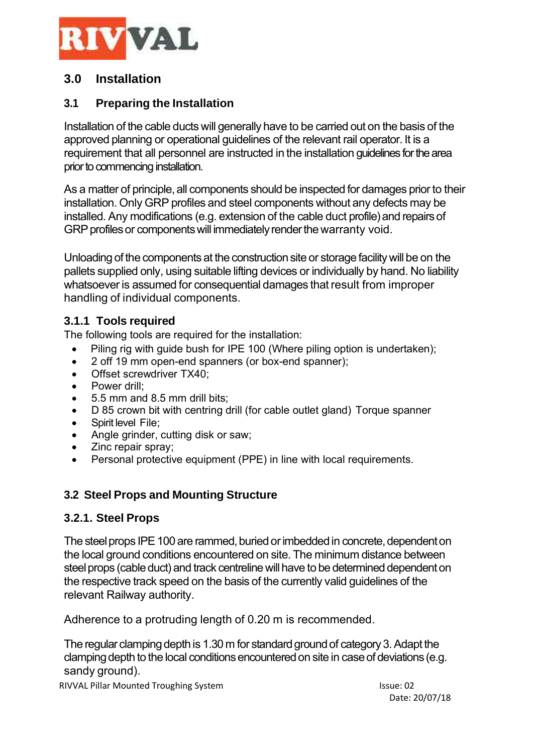## 3.0 Installation

### 3.1 Preparing the Installation

Installation of the cable ducts will generally have to be carried out on the basis of the approved planning or operational guidelines of the relevant rail operator. It is a requirement that all personnel are instructed in the installation guidelines for the area prior to commencing installation.

As a matter of principle, all components should be inspected for damages prior to their installation. Only GRP profiles and steel components without any defects may be installed. Any modifications (e.g. extension of the cable duct profile) and repairs of GRP profiles or components will immediately render the warranty void.

Unloading of the components at the construction site or storage facility will be on the pallets supplied only, using suitable lifting devices or individually by hand. No liability whatsoever is assumed for consequential damages that result from improper handling of individual components.

#### 3.1.1 Tools required

The following tools are required for the installation:

- Piling rig with guide bush for IPE 100 (Where piling option is undertaken);
- 2 off 19 mm open-end spanners (or box-end spanner);
- Offset screwdriver TX40;
- Power drill;
- 5.5 mm and 8.5 mm drill bits;
- D 85 crown bit with centring drill (for cable outlet gland) Torque spanner
- Spirit level File;
- Angle grinder, cutting disk or saw;
- Zinc repair spray;
- Personal protective equipment (PPE) in line with local requirements.

### 3.2 Steel Props and Mounting Structure

#### 3.2.1. Steel Props

The steel props IPE 100 are rammed, buried or imbedded in concrete, dependent on the local ground conditions encountered on site. The minimum distance between steel props (cable duct) and track centreline will have to be determined dependent on the respective track speed on the basis of the currently valid guidelines of the relevant Railway authority.

Adherence to a protruding length of 0.20 m is recommended.

The regular clamping depth is 1.30 m for standard ground of category 3. Adapt the clamping depth to the local conditions encountered on site in case of deviations (e.g. sandy ground).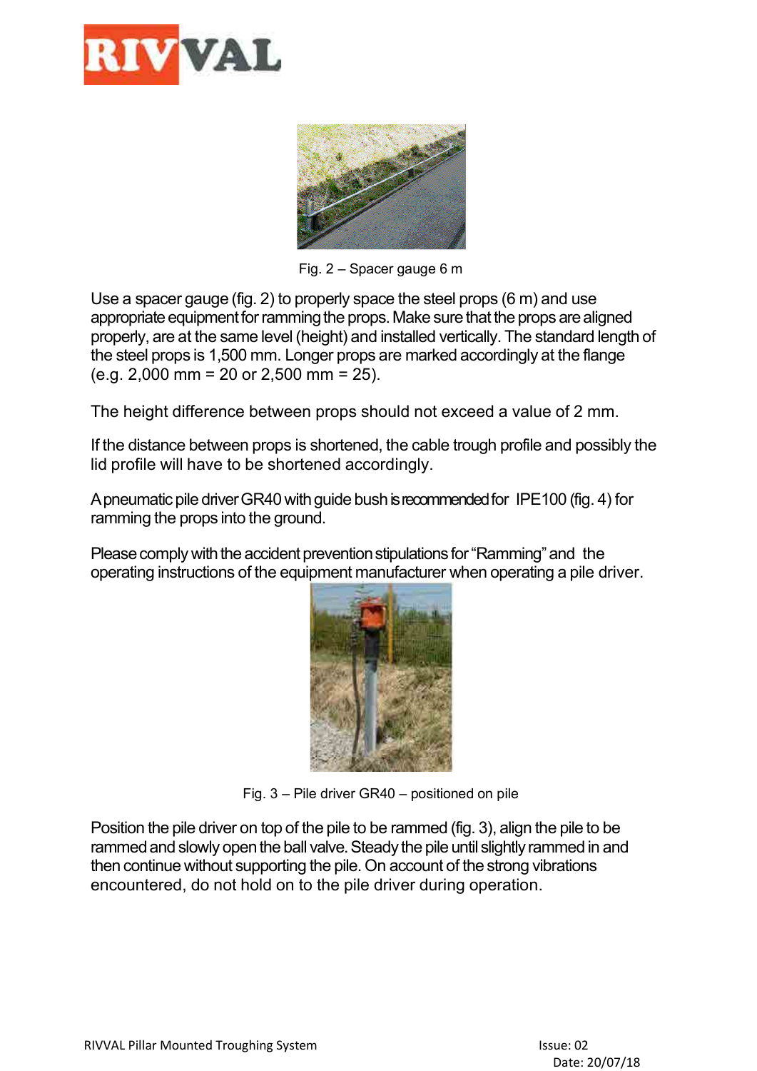Fig. 2 – Spacer gauge 6 m

Use a spacer gauge (fig. 2) to properly space the steel props (6 m) and use appropriate equipment for ramming the props. Make sure that the props are aligned properly, are at the same level (height) and installed vertically. The standard length of the steel props is 1,500 mm. Longer props are marked accordingly at the flange (e.g. 2,000 mm = 20 or 2,500 mm = 25).

The height difference between props should not exceed a value of 2 mm.

If the distance between props is shortened, the cable trough profile and possibly the lid profile will have to be shortened accordingly.

A pneumatic pile driver GR40 with guide bush is recommended for IPE100 (fig. 4) for ramming the props into the ground.

Please comply with the accident prevention stipulations for "Ramming" and the operating instructions of the equipment manufacturer when operating a pile driver.

Fig. 3 – Pile driver GR40 – positioned on pile

Position the pile driver on top of the pile to be rammed (fig. 3), align the pile to be rammed and slowly open the ball valve. Steady the pile until slightly rammed in and then continue without supporting the pile. On account of the strong vibrations encountered, do not hold on to the pile driver during operation.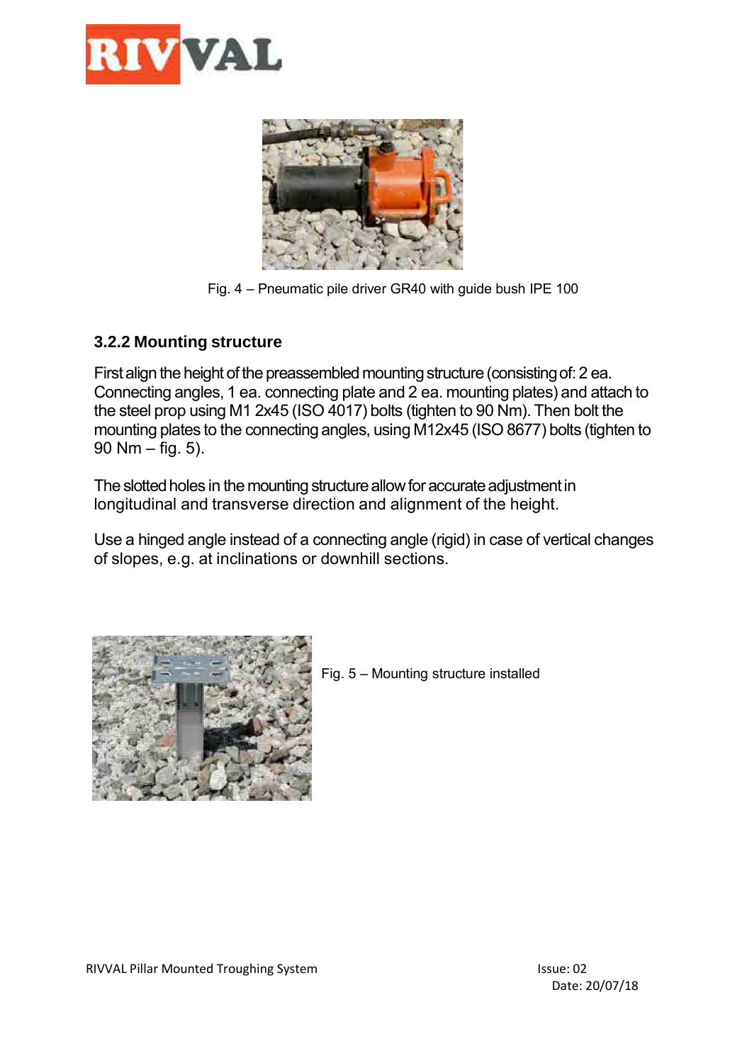Fig. 4 – Pneumatic pile driver GR40 with guide bush IPE 100

### 3.2.2 Mounting structure

First align the height of the preassembled mounting structure (consisting of: 2 ea. Connecting angles, 1 ea. connecting plate and 2 ea. mounting plates) and attach to the steel prop using M1 2x45 (ISO 4017) bolts (tighten to 90 Nm). Then bolt the mounting plates to the connecting angles, using M12x45 (ISO 8677) bolts (tighten to 90 Nm – fig. 5).

The slotted holes in the mounting structure allow for accurate adjustment in longitudinal and transverse direction and alignment of the height.

Use a hinged angle instead of a connecting angle (rigid) in case of vertical changes of slopes, e.g. at inclinations or downhill sections.

Fig. 5 – Mounting structure installed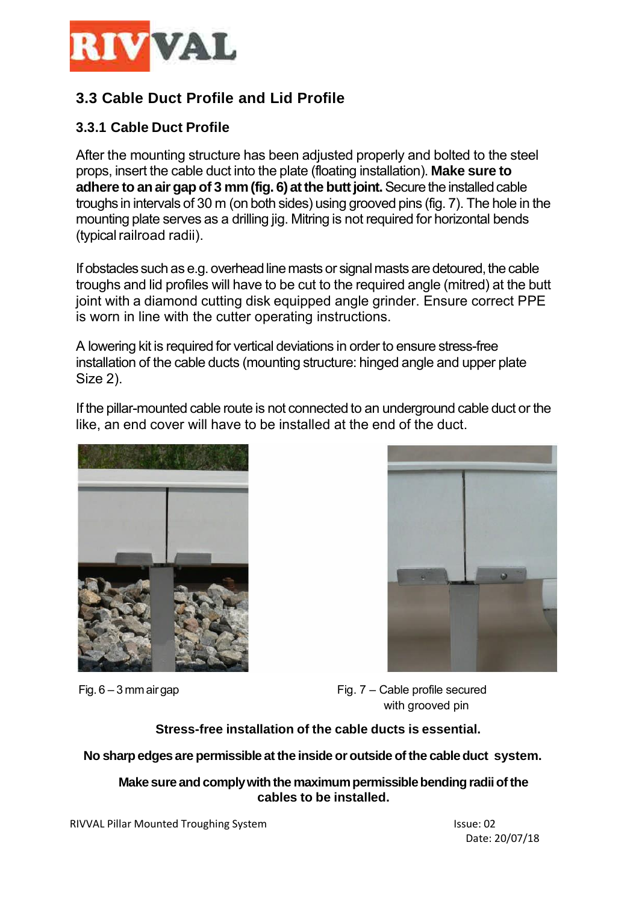## 3.3 Cable Duct Profile and Lid Profile

### 3.3.1 Cable Duct Profile

After the mounting structure has been adjusted properly and bolted to the steel props, insert the cable duct into the plate (floating installation). **Make sure to adhere to an air gap of 3 mm (fig. 6) at the butt joint.** Secure the installed cable troughs in intervals of 30 m (on both sides) using grooved pins (fig. 7). The hole in the mounting plate serves as a drilling jig. Mitring is not required for horizontal bends (typical railroad radii).

If obstacles such as e.g. overhead line masts or signal masts are detoured, the cable troughs and lid profiles will have to be cut to the required angle (mitred) at the butt joint with a diamond cutting disk equipped angle grinder. Ensure correct PPE is worn in line with the cutter operating instructions.

A lowering kit is required for vertical deviations in order to ensure stress-free installation of the cable ducts (mounting structure: hinged angle and upper plate Size 2).

If the pillar-mounted cable route is not connected to an underground cable duct or the like, an end cover will have to be installed at the end of the duct.

Fig. 6 – 3 mm air gap

Fig. 7 – Cable profile secured with grooved pin

**Stress-free installation of the cable ducts is essential.**

**No sharp edges are permissible at the inside or outside of the cable duct system.**

**Make sure and comply with the maximum permissible bending radii of the cables to be installed.**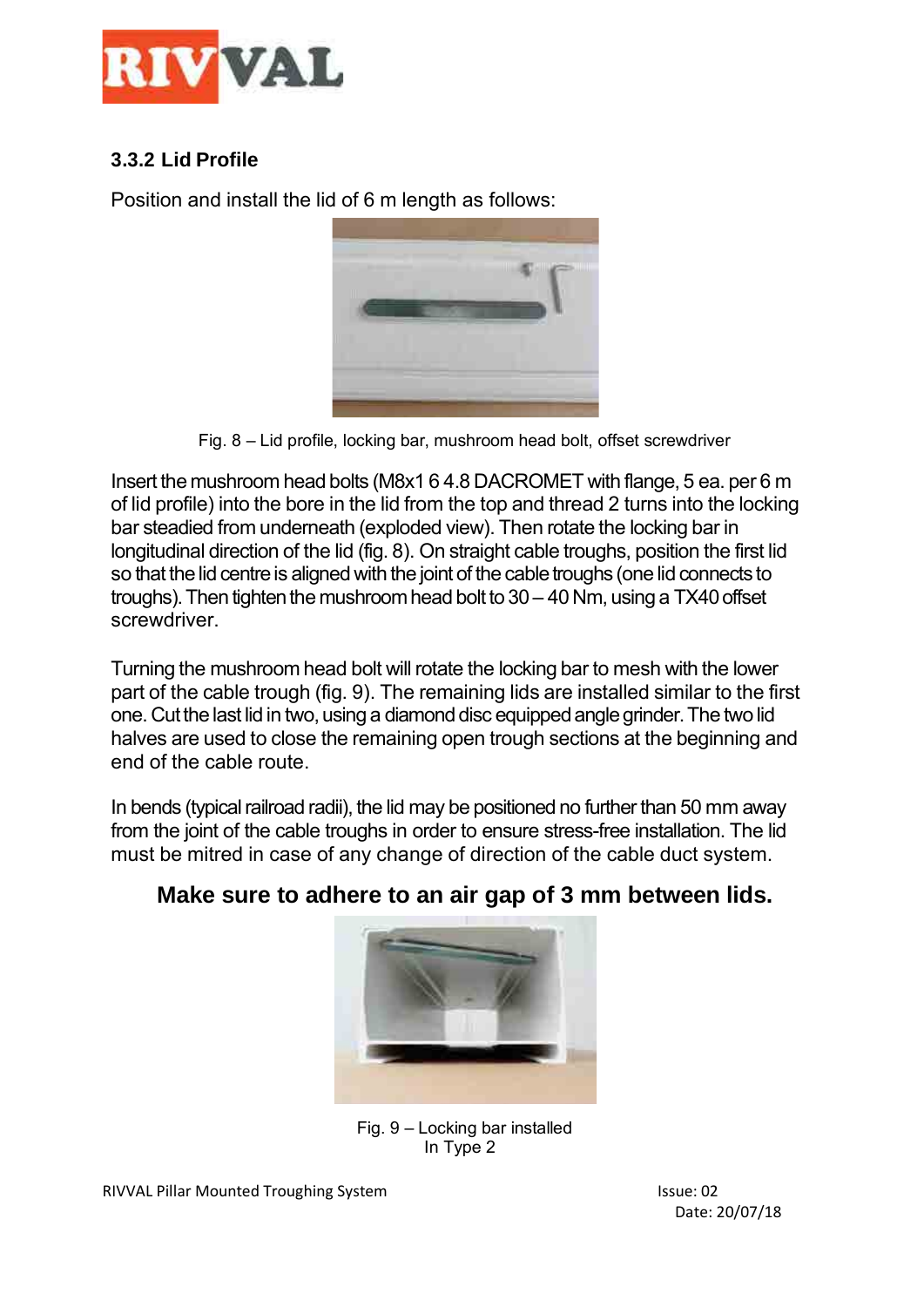### 3.3.2 Lid Profile

Position and install the lid of 6 m length as follows:

Fig. 8 – Lid profile, locking bar, mushroom head bolt, offset screwdriver

Insert the mushroom head bolts (M8x1 6 4.8 DACROMET with flange, 5 ea. per 6 m of lid profile) into the bore in the lid from the top and thread 2 turns into the locking bar steadied from underneath (exploded view). Then rotate the locking bar in longitudinal direction of the lid (fig. 8). On straight cable troughs, position the first lid so that the lid centre is aligned with the joint of the cable troughs (one lid connects to troughs). Then tighten the mushroom head bolt to 30 – 40 Nm, using a TX40 offset screwdriver.

Turning the mushroom head bolt will rotate the locking bar to mesh with the lower part of the cable trough (fig. 9). The remaining lids are installed similar to the first one. Cut the last lid in two, using a diamond disc equipped angle grinder. The two lid halves are used to close the remaining open trough sections at the beginning and end of the cable route.

In bends (typical railroad radii), the lid may be positioned no further than 50 mm away from the joint of the cable troughs in order to ensure stress-free installation. The lid must be mitred in case of any change of direction of the cable duct system.

**Make sure to adhere to an air gap of 3 mm between lids.**

Fig. 9 – Locking bar installed
In Type 2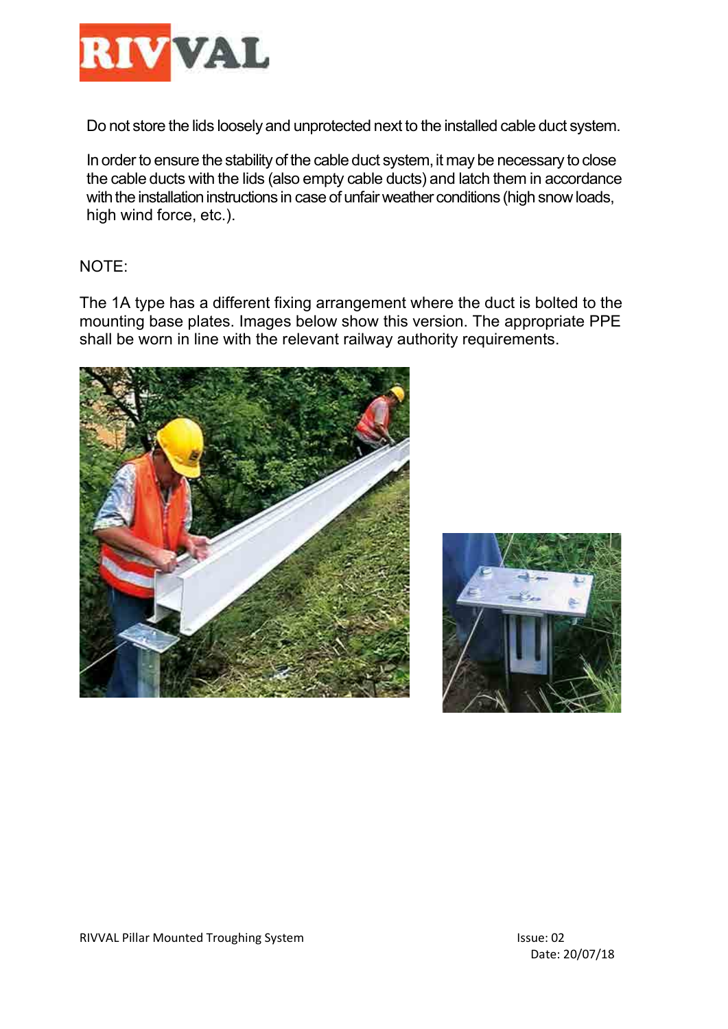Do not store the lids loosely and unprotected next to the installed cable duct system.

In order to ensure the stability of the cable duct system, it may be necessary to close the cable ducts with the lids (also empty cable ducts) and latch them in accordance with the installation instructions in case of unfair weather conditions (high snow loads, high wind force, etc.).

NOTE:

The 1A type has a different fixing arrangement where the duct is bolted to the mounting base plates. Images below show this version. The appropriate PPE shall be worn in line with the relevant railway authority requirements.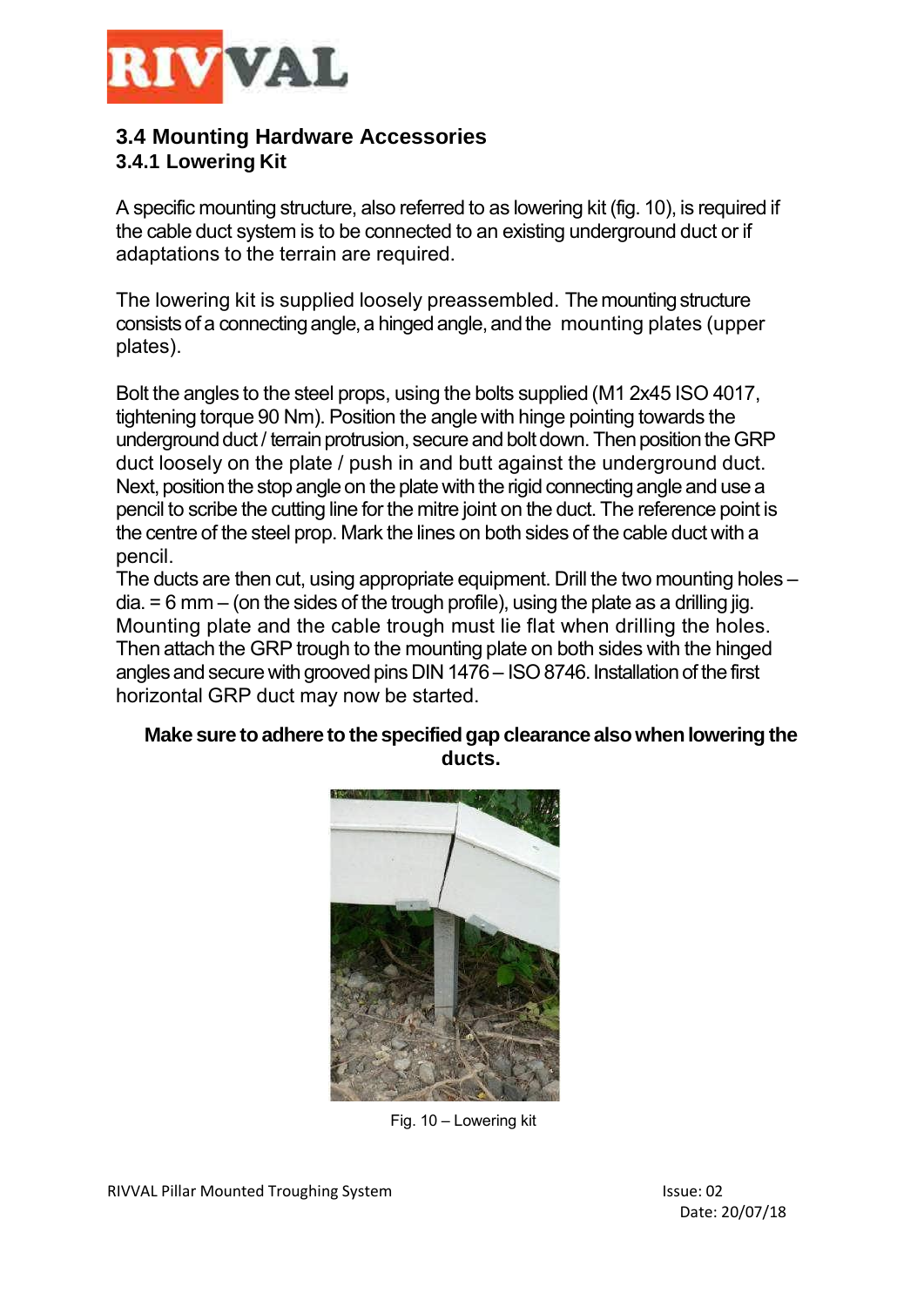## 3.4 Mounting Hardware Accessories

### 3.4.1 Lowering Kit

A specific mounting structure, also referred to as lowering kit (fig. 10), is required if the cable duct system is to be connected to an existing underground duct or if adaptations to the terrain are required.

The lowering kit is supplied loosely preassembled. The mounting structure consists of a connecting angle, a hinged angle, and the mounting plates (upper plates).

Bolt the angles to the steel props, using the bolts supplied (M1 2x45 ISO 4017, tightening torque 90 Nm). Position the angle with hinge pointing towards the underground duct / terrain protrusion, secure and bolt down. Then position the GRP duct loosely on the plate / push in and butt against the underground duct. Next, position the stop angle on the plate with the rigid connecting angle and use a pencil to scribe the cutting line for the mitre joint on the duct. The reference point is the centre of the steel prop. Mark the lines on both sides of the cable duct with a pencil.
The ducts are then cut, using appropriate equipment. Drill the two mounting holes – dia. = 6 mm – (on the sides of the trough profile), using the plate as a drilling jig. Mounting plate and the cable trough must lie flat when drilling the holes. Then attach the GRP trough to the mounting plate on both sides with the hinged angles and secure with grooved pins DIN 1476 – ISO 8746. Installation of the first horizontal GRP duct may now be started.

**Make sure to adhere to the specified gap clearance also when lowering the ducts.**

Fig. 10 – Lowering kit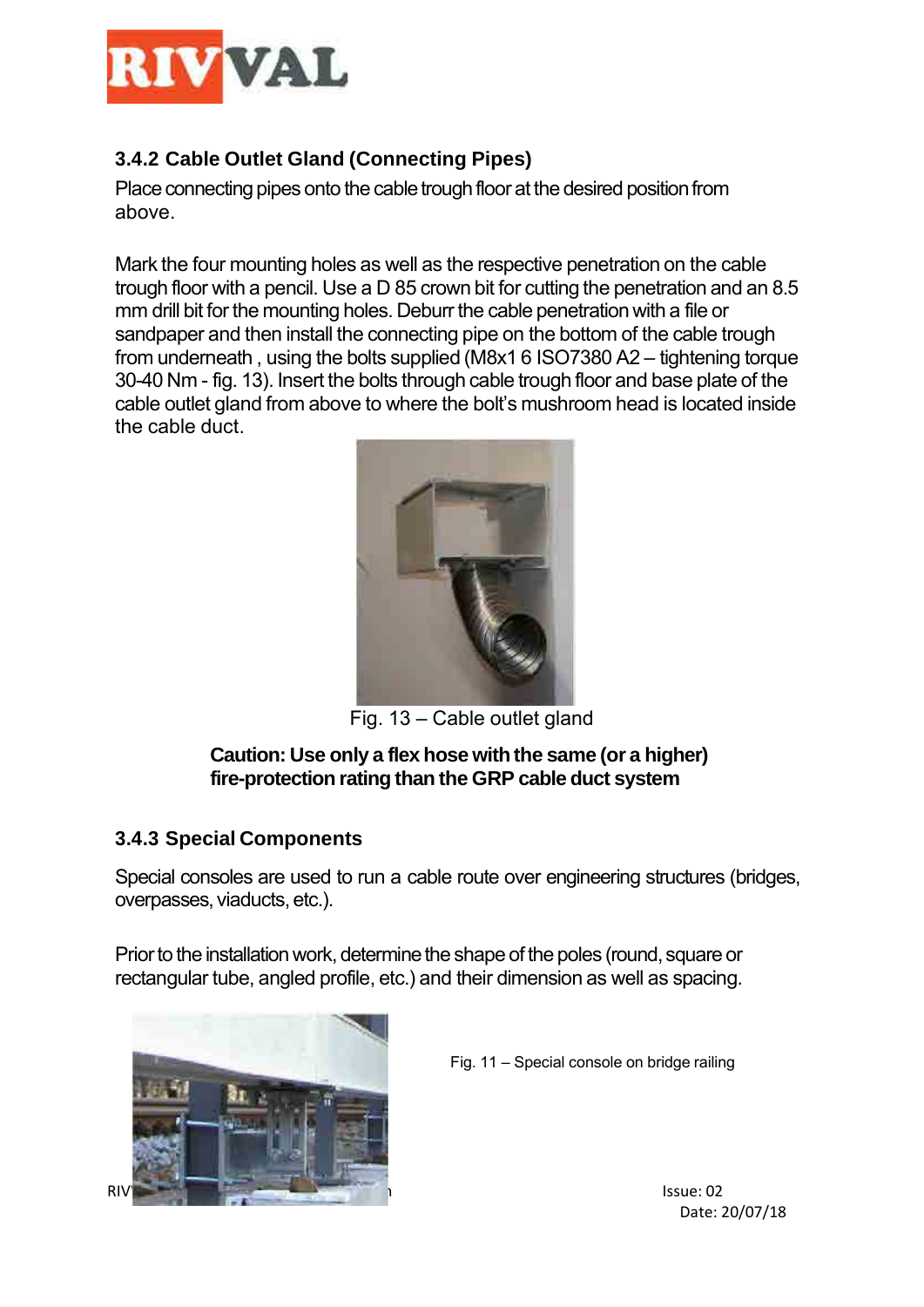### 3.4.2 Cable Outlet Gland (Connecting Pipes)

Place connecting pipes onto the cable trough floor at the desired position from above.

Mark the four mounting holes as well as the respective penetration on the cable trough floor with a pencil. Use a D 85 crown bit for cutting the penetration and an 8.5 mm drill bit for the mounting holes. Deburr the cable penetration with a file or sandpaper and then install the connecting pipe on the bottom of the cable trough from underneath , using the bolts supplied (M8x1 6 ISO7380 A2 – tightening torque 30-40 Nm - fig. 13). Insert the bolts through cable trough floor and base plate of the cable outlet gland from above to where the bolt's mushroom head is located inside the cable duct.

Fig. 13 – Cable outlet gland

**Caution: Use only a flex hose with the same (or a higher) fire-protection rating than the GRP cable duct system**

### 3.4.3 Special Components

Special consoles are used to run a cable route over engineering structures (bridges, overpasses, viaducts, etc.).

Prior to the installation work, determine the shape of the poles (round, square or rectangular tube, angled profile, etc.) and their dimension as well as spacing.

Fig. 11 – Special console on bridge railing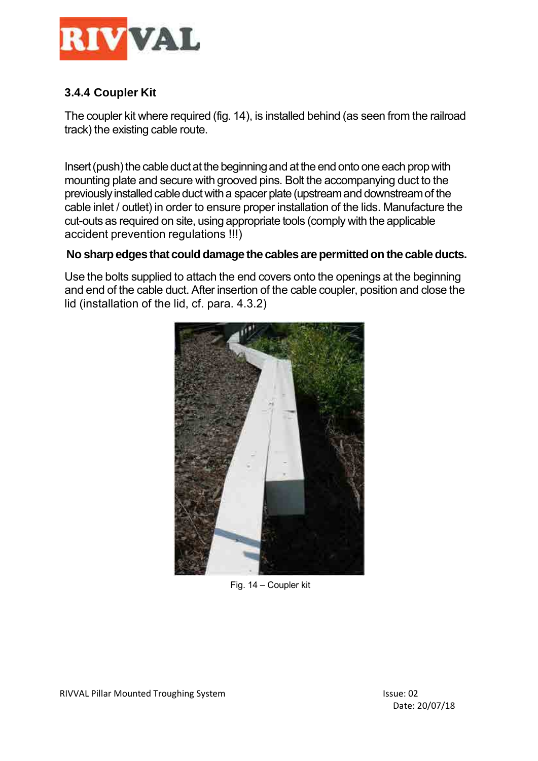### 3.4.4 Coupler Kit

The coupler kit where required (fig. 14), is installed behind (as seen from the railroad track) the existing cable route.

Insert (push) the cable duct at the beginning and at the end onto one each prop with mounting plate and secure with grooved pins. Bolt the accompanying duct to the previously installed cable duct with a spacer plate (upstream and downstream of the cable inlet / outlet) in order to ensure proper installation of the lids. Manufacture the cut-outs as required on site, using appropriate tools (comply with the applicable accident prevention regulations !!!)

**No sharp edges that could damage the cables are permitted on the cable ducts.**

Use the bolts supplied to attach the end covers onto the openings at the beginning and end of the cable duct. After insertion of the cable coupler, position and close the lid (installation of the lid, cf. para. 4.3.2)

Fig. 14 – Coupler kit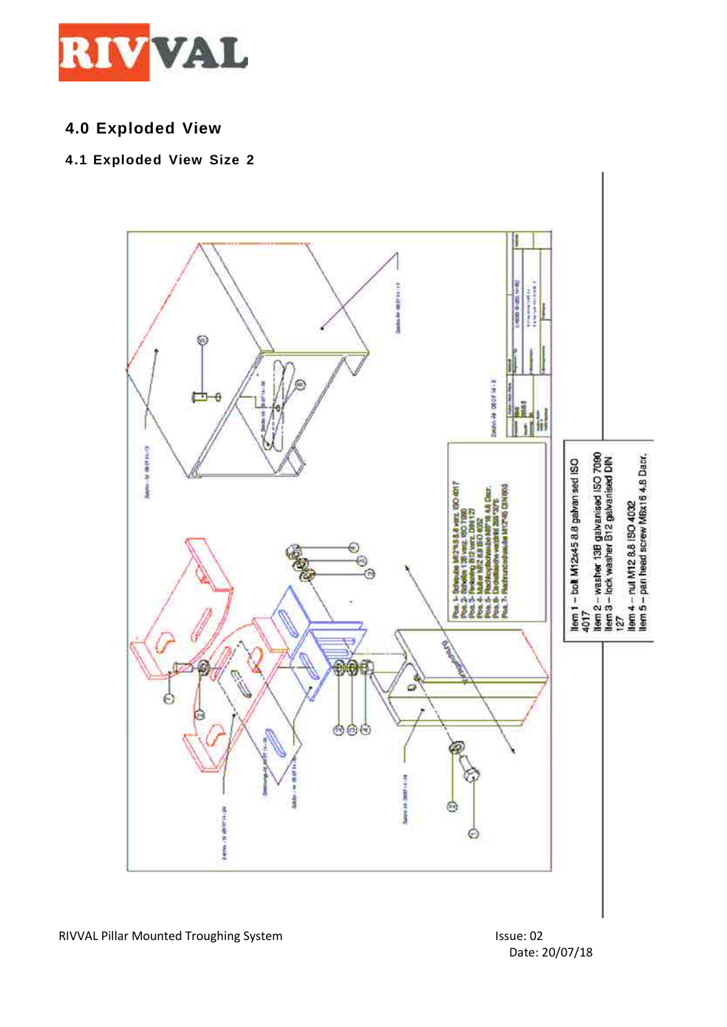# 4.0 Exploded View

## 4.1 Exploded View Size 2

Pos. 1- Schraube M12*45 8.8 verz. ISO 4017
Pos. 2- Scheibe 13B verz. ISO 7090
Pos. 3- Federring B12 verz. DIN 127
Pos. 4- Mutter M12 8.8 ISO 4032
Pos. 5- Rechteckschraube M8*16 4.8 Dacr.
Pos. 6- Dreieckscheibe verzinkt 265*378
Pos. 7- Rechteckschraube M12*45 DIN 603

Item 1 – bolt M12x45 8.8 galvanised ISO 4017
Item 2 – washer 13B galvanised ISO 7090
Item 3 – lock washer B12 galvanised DIN 127
Item 4 – nut M12 8.8 ISO 4032
Item 5 – pan head screw M8x16 4.8 Dacr.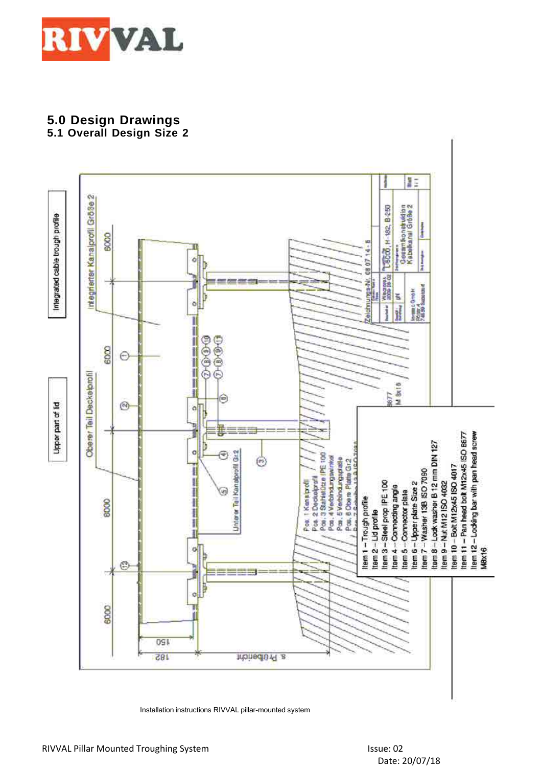# 5.0 Design Drawings

## 5.1 Overall Design Size 2

Integrated cable trough profile

Upper part of lid

Integrierter Kanalprofil Größe 2

Oberer Teil Deckelprofil

Unterer Teil Kanalprofil Gr.2

6000

6000

6000

6000

150

182

s. Prüfbericht

Pos. 1 Kanalprofil
Pos. 2 Deckelprofil
Pos. 3 Stahlstütze IPE 100
Pos. 4 Verbindungswinkel
Pos. 5 Verbindungsplatte
Pos. 6 Obere Platte Gr.2

M 8x16

Zeichnungs-Nr. 08 07 14 - 8

L=6000, H=182, B=250

Gesamtkonstruktion Kabelkanal Größe 2

Item 1 – Trough profile
Item 2 – Lid profile
Item 3 – Steel prop IPE 100
Item 4 – Connecting angle
Item 5 – Connector plate
Item 6 – Upper plate Size 2
Item 7 – Washer 13B ISO 7090
Item 8 – Lock washer B 12 mm DIN 127
Item 9 – Nut M12 ISO 4032
Item 10 – Bolt M12x45 ISO 4017
Item 11 – Pan head bolt M12x45 ISO 8677
Item 12 – Locking bar with pan head screw M8x16

Installation instructions RIVVAL pillar-mounted system